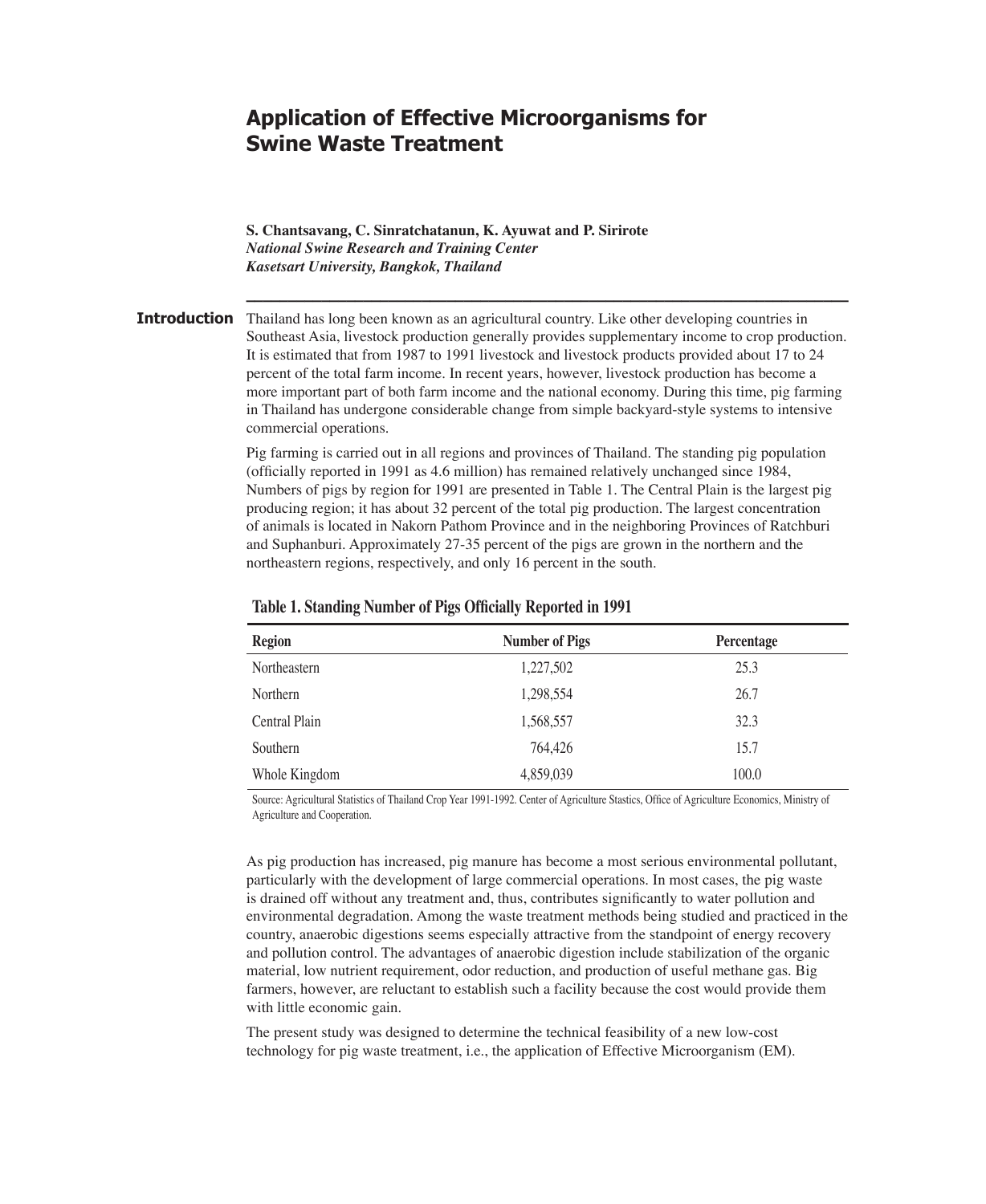# Application of Effective Microorganisms for Swine Waste Treatment

**S. Chantsavang, C. Sinratchatanun, K. Ayuwat and P. Sirirote**
***National Swine Research and Training Center***
***Kasetsart University, Bangkok, Thailand***

## Introduction

Thailand has long been known as an agricultural country. Like other developing countries in Southeast Asia, livestock production generally provides supplementary income to crop production. It is estimated that from 1987 to 1991 livestock and livestock products provided about 17 to 24 percent of the total farm income. In recent years, however, livestock production has become a more important part of both farm income and the national economy. During this time, pig farming in Thailand has undergone considerable change from simple backyard-style systems to intensive commercial operations.

Pig farming is carried out in all regions and provinces of Thailand. The standing pig population (officially reported in 1991 as 4.6 million) has remained relatively unchanged since 1984, Numbers of pigs by region for 1991 are presented in Table 1. The Central Plain is the largest pig producing region; it has about 32 percent of the total pig production. The largest concentration of animals is located in Nakorn Pathom Province and in the neighboring Provinces of Ratchburi and Suphanburi. Approximately 27-35 percent of the pigs are grown in the northern and the northeastern regions, respectively, and only 16 percent in the south.

**Table 1. Standing Number of Pigs Officially Reported in 1991**

| Region | Number of Pigs | Percentage |
|---|---|---|
| Northeastern | 1,227,502 | 25.3 |
| Northern | 1,298,554 | 26.7 |
| Central Plain | 1,568,557 | 32.3 |
| Southern | 764,426 | 15.7 |
| Whole Kingdom | 4,859,039 | 100.0 |

Source: Agricultural Statistics of Thailand Crop Year 1991-1992. Center of Agriculture Stastics, Office of Agriculture Economics, Ministry of Agriculture and Cooperation.

As pig production has increased, pig manure has become a most serious environmental pollutant, particularly with the development of large commercial operations. In most cases, the pig waste is drained off without any treatment and, thus, contributes significantly to water pollution and environmental degradation. Among the waste treatment methods being studied and practiced in the country, anaerobic digestions seems especially attractive from the standpoint of energy recovery and pollution control. The advantages of anaerobic digestion include stabilization of the organic material, low nutrient requirement, odor reduction, and production of useful methane gas. Big farmers, however, are reluctant to establish such a facility because the cost would provide them with little economic gain.

The present study was designed to determine the technical feasibility of a new low-cost technology for pig waste treatment, i.e., the application of Effective Microorganism (EM).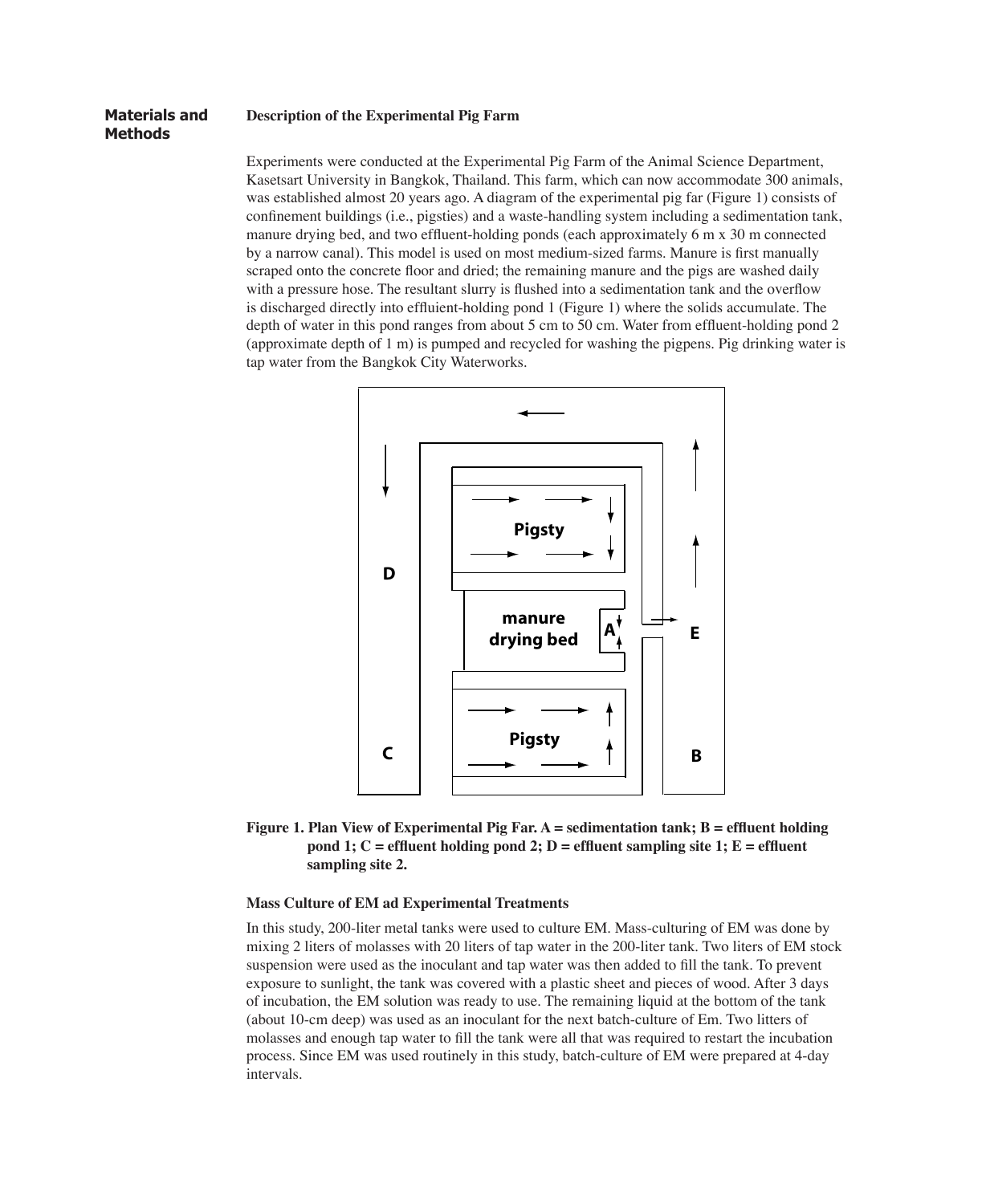## Materials and Methods

### Description of the Experimental Pig Farm

Experiments were conducted at the Experimental Pig Farm of the Animal Science Department, Kasetsart University in Bangkok, Thailand. This farm, which can now accommodate 300 animals, was established almost 20 years ago. A diagram of the experimental pig far (Figure 1) consists of confinement buildings (i.e., pigsties) and a waste-handling system including a sedimentation tank, manure drying bed, and two effluent-holding ponds (each approximately 6 m x 30 m connected by a narrow canal). This model is used on most medium-sized farms. Manure is first manually scraped onto the concrete floor and dried; the remaining manure and the pigs are washed daily with a pressure hose. The resultant slurry is flushed into a sedimentation tank and the overflow is discharged directly into effluient-holding pond 1 (Figure 1) where the solids accumulate. The depth of water in this pond ranges from about 5 cm to 50 cm. Water from effluent-holding pond 2 (approximate depth of 1 m) is pumped and recycled for washing the pigpens. Pig drinking water is tap water from the Bangkok City Waterworks.

**Figure 1. Plan View of Experimental Pig Far. A = sedimentation tank; B = effluent holding pond 1; C = effluent holding pond 2; D = effluent sampling site 1; E = effluent sampling site 2.**

### Mass Culture of EM ad Experimental Treatments

In this study, 200-liter metal tanks were used to culture EM. Mass-culturing of EM was done by mixing 2 liters of molasses with 20 liters of tap water in the 200-liter tank. Two liters of EM stock suspension were used as the inoculant and tap water was then added to fill the tank. To prevent exposure to sunlight, the tank was covered with a plastic sheet and pieces of wood. After 3 days of incubation, the EM solution was ready to use. The remaining liquid at the bottom of the tank (about 10-cm deep) was used as an inoculant for the next batch-culture of Em. Two litters of molasses and enough tap water to fill the tank were all that was required to restart the incubation process. Since EM was used routinely in this study, batch-culture of EM were prepared at 4-day intervals.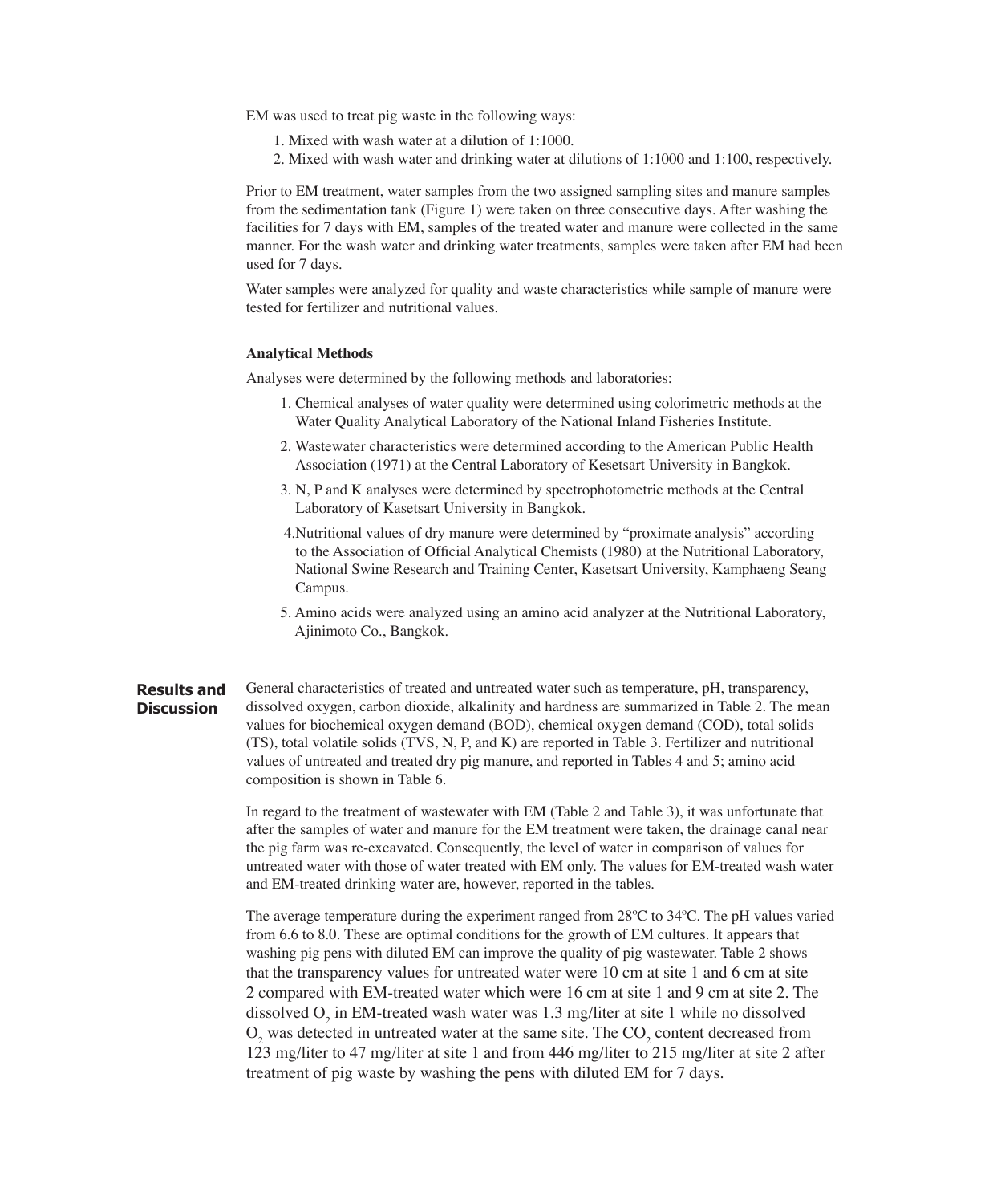EM was used to treat pig waste in the following ways:

1. Mixed with wash water at a dilution of 1:1000.
2. Mixed with wash water and drinking water at dilutions of 1:1000 and 1:100, respectively.

Prior to EM treatment, water samples from the two assigned sampling sites and manure samples from the sedimentation tank (Figure 1) were taken on three consecutive days. After washing the facilities for 7 days with EM, samples of the treated water and manure were collected in the same manner. For the wash water and drinking water treatments, samples were taken after EM had been used for 7 days.

Water samples were analyzed for quality and waste characteristics while sample of manure were tested for fertilizer and nutritional values.

### Analytical Methods

Analyses were determined by the following methods and laboratories:

1. Chemical analyses of water quality were determined using colorimetric methods at the Water Quality Analytical Laboratory of the National Inland Fisheries Institute.
2. Wastewater characteristics were determined according to the American Public Health Association (1971) at the Central Laboratory of Kesetsart University in Bangkok.
3. N, P and K analyses were determined by spectrophotometric methods at the Central Laboratory of Kasetsart University in Bangkok.
4. Nutritional values of dry manure were determined by "proximate analysis" according to the Association of Official Analytical Chemists (1980) at the Nutritional Laboratory, National Swine Research and Training Center, Kasetsart University, Kamphaeng Seang Campus.
5. Amino acids were analyzed using an amino acid analyzer at the Nutritional Laboratory, Ajinimoto Co., Bangkok.

## Results and Discussion

General characteristics of treated and untreated water such as temperature, pH, transparency, dissolved oxygen, carbon dioxide, alkalinity and hardness are summarized in Table 2. The mean values for biochemical oxygen demand (BOD), chemical oxygen demand (COD), total solids (TS), total volatile solids (TVS, N, P, and K) are reported in Table 3. Fertilizer and nutritional values of untreated and treated dry pig manure, and reported in Tables 4 and 5; amino acid composition is shown in Table 6.

In regard to the treatment of wastewater with EM (Table 2 and Table 3), it was unfortunate that after the samples of water and manure for the EM treatment were taken, the drainage canal near the pig farm was re-excavated. Consequently, the level of water in comparison of values for untreated water with those of water treated with EM only. The values for EM-treated wash water and EM-treated drinking water are, however, reported in the tables.

The average temperature during the experiment ranged from 28ºC to 34ºC. The pH values varied from 6.6 to 8.0. These are optimal conditions for the growth of EM cultures. It appears that washing pig pens with diluted EM can improve the quality of pig wastewater. Table 2 shows that the transparency values for untreated water were 10 cm at site 1 and 6 cm at site 2 compared with EM-treated water which were 16 cm at site 1 and 9 cm at site 2. The dissolved $O_2$ in EM-treated wash water was 1.3 mg/liter at site 1 while no dissolved $O_2$ was detected in untreated water at the same site. The $CO_2$ content decreased from 123 mg/liter to 47 mg/liter at site 1 and from 446 mg/liter to 215 mg/liter at site 2 after treatment of pig waste by washing the pens with diluted EM for 7 days.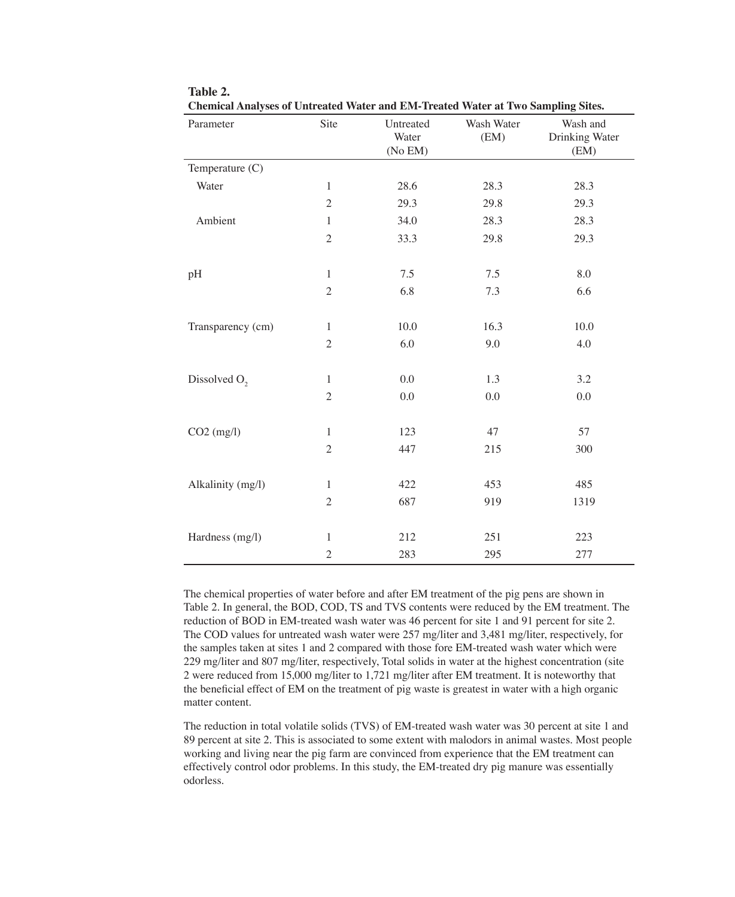**Table 2.**
**Chemical Analyses of Untreated Water and EM-Treated Water at Two Sampling Sites.**

| Parameter | Site | Untreated Water (No EM) | Wash Water (EM) | Wash and Drinking Water (EM) |
|---|---|---|---|---|
| Temperature (C) | | | | |
| Water | 1 | 28.6 | 28.3 | 28.3 |
| | 2 | 29.3 | 29.8 | 29.3 |
| Ambient | 1 | 34.0 | 28.3 | 28.3 |
| | 2 | 33.3 | 29.8 | 29.3 |
| pH | 1 | 7.5 | 7.5 | 8.0 |
| | 2 | 6.8 | 7.3 | 6.6 |
| Transparency (cm) | 1 | 10.0 | 16.3 | 10.0 |
| | 2 | 6.0 | 9.0 | 4.0 |
| Dissolved $O_2$ | 1 | 0.0 | 1.3 | 3.2 |
| | 2 | 0.0 | 0.0 | 0.0 |
| CO2 (mg/l) | 1 | 123 | 47 | 57 |
| | 2 | 447 | 215 | 300 |
| Alkalinity (mg/l) | 1 | 422 | 453 | 485 |
| | 2 | 687 | 919 | 1319 |
| Hardness (mg/l) | 1 | 212 | 251 | 223 |
| | 2 | 283 | 295 | 277 |

The chemical properties of water before and after EM treatment of the pig pens are shown in Table 2. In general, the BOD, COD, TS and TVS contents were reduced by the EM treatment. The reduction of BOD in EM-treated wash water was 46 percent for site 1 and 91 percent for site 2. The COD values for untreated wash water were 257 mg/liter and 3,481 mg/liter, respectively, for the samples taken at sites 1 and 2 compared with those fore EM-treated wash water which were 229 mg/liter and 807 mg/liter, respectively, Total solids in water at the highest concentration (site 2 were reduced from 15,000 mg/liter to 1,721 mg/liter after EM treatment. It is noteworthy that the beneficial effect of EM on the treatment of pig waste is greatest in water with a high organic matter content.

The reduction in total volatile solids (TVS) of EM-treated wash water was 30 percent at site 1 and 89 percent at site 2. This is associated to some extent with malodors in animal wastes. Most people working and living near the pig farm are convinced from experience that the EM treatment can effectively control odor problems. In this study, the EM-treated dry pig manure was essentially odorless.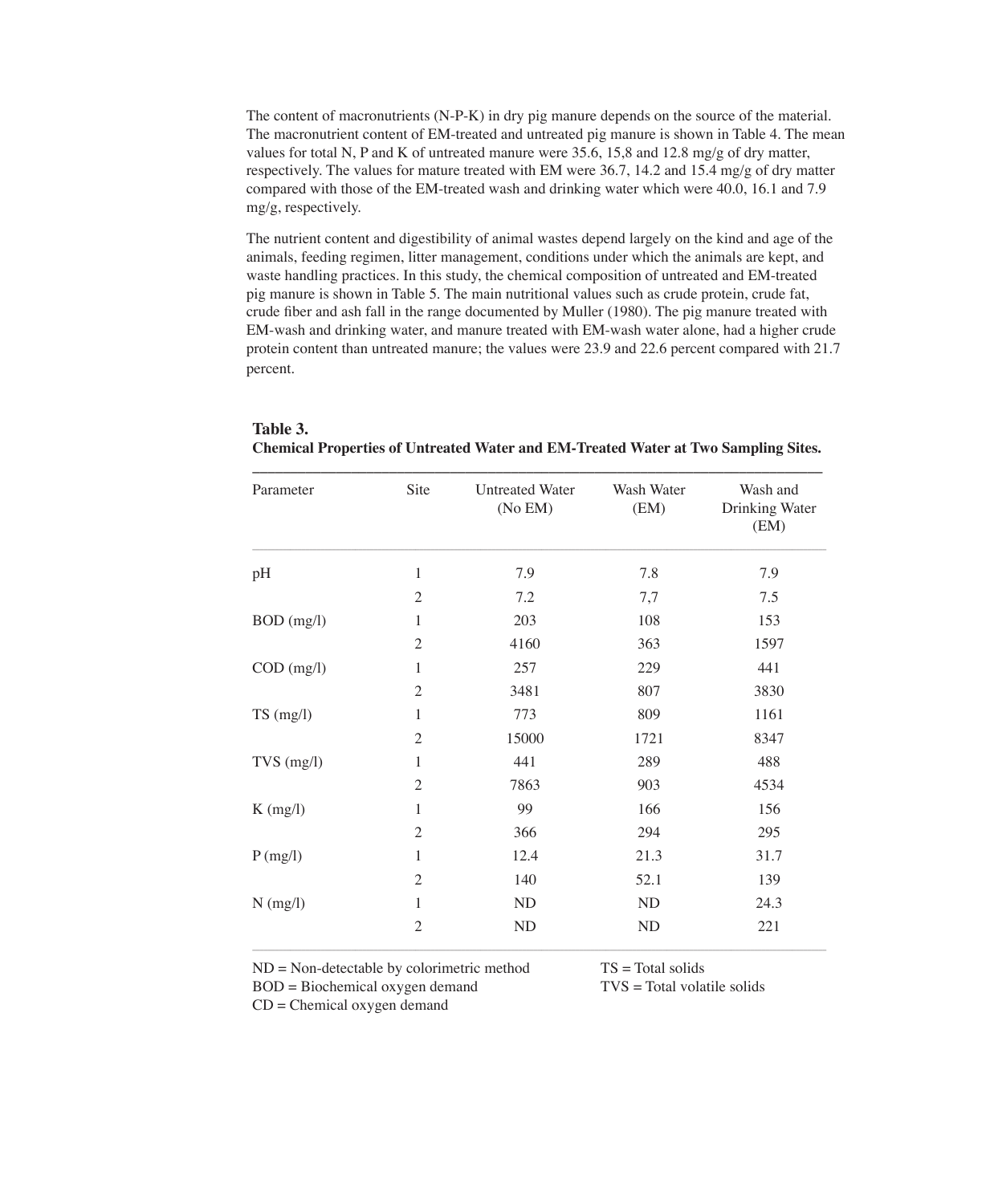The content of macronutrients (N-P-K) in dry pig manure depends on the source of the material. The macronutrient content of EM-treated and untreated pig manure is shown in Table 4. The mean values for total N, P and K of untreated manure were 35.6, 15,8 and 12.8 mg/g of dry matter, respectively. The values for mature treated with EM were 36.7, 14.2 and 15.4 mg/g of dry matter compared with those of the EM-treated wash and drinking water which were 40.0, 16.1 and 7.9 mg/g, respectively.

The nutrient content and digestibility of animal wastes depend largely on the kind and age of the animals, feeding regimen, litter management, conditions under which the animals are kept, and waste handling practices. In this study, the chemical composition of untreated and EM-treated pig manure is shown in Table 5. The main nutritional values such as crude protein, crude fat, crude fiber and ash fall in the range documented by Muller (1980). The pig manure treated with EM-wash and drinking water, and manure treated with EM-wash water alone, had a higher crude protein content than untreated manure; the values were 23.9 and 22.6 percent compared with 21.7 percent.

**Table 3.**
**Chemical Properties of Untreated Water and EM-Treated Water at Two Sampling Sites.**

| Parameter | Site | Untreated Water (No EM) | Wash Water (EM) | Wash and Drinking Water (EM) |
|---|---|---|---|---|
| pH | 1 | 7.9 | 7.8 | 7.9 |
| | 2 | 7.2 | 7,7 | 7.5 |
| BOD (mg/l) | 1 | 203 | 108 | 153 |
| | 2 | 4160 | 363 | 1597 |
| COD (mg/l) | 1 | 257 | 229 | 441 |
| | 2 | 3481 | 807 | 3830 |
| TS (mg/l) | 1 | 773 | 809 | 1161 |
| | 2 | 15000 | 1721 | 8347 |
| TVS (mg/l) | 1 | 441 | 289 | 488 |
| | 2 | 7863 | 903 | 4534 |
| K (mg/l) | 1 | 99 | 166 | 156 |
| | 2 | 366 | 294 | 295 |
| P (mg/l) | 1 | 12.4 | 21.3 | 31.7 |
| | 2 | 140 | 52.1 | 139 |
| N (mg/l) | 1 | ND | ND | 24.3 |
| | 2 | ND | ND | 221 |

ND = Non-detectable by colorimetric method
BOD = Biochemical oxygen demand
CD = Chemical oxygen demand
TS = Total solids
TVS = Total volatile solids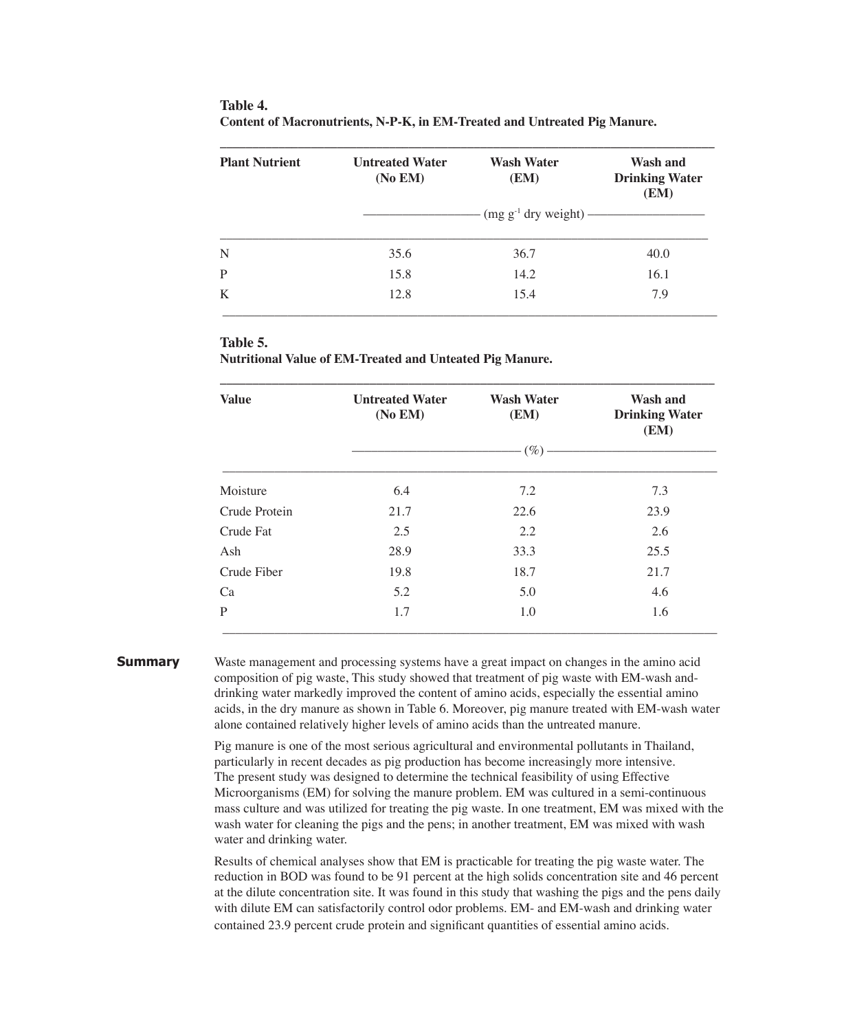**Table 4.**
**Content of Macronutrients, N-P-K, in EM-Treated and Untreated Pig Manure.**

| Plant Nutrient | Untreated Water (No EM) | Wash Water (EM) | Wash and Drinking Water (EM) |
|---|---|---|---|
| | (mg $g^{-1}$ dry weight) | | |
| N | 35.6 | 36.7 | 40.0 |
| P | 15.8 | 14.2 | 16.1 |
| K | 12.8 | 15.4 | 7.9 |

**Table 5.**
**Nutritional Value of EM-Treated and Unteated Pig Manure.**

| Value | Untreated Water (No EM) | Wash Water (EM) | Wash and Drinking Water (EM) |
|---|---|---|---|
| | (%) | | |
| Moisture | 6.4 | 7.2 | 7.3 |
| Crude Protein | 21.7 | 22.6 | 23.9 |
| Crude Fat | 2.5 | 2.2 | 2.6 |
| Ash | 28.9 | 33.3 | 25.5 |
| Crude Fiber | 19.8 | 18.7 | 21.7 |
| Ca | 5.2 | 5.0 | 4.6 |
| P | 1.7 | 1.0 | 1.6 |

## Summary

Waste management and processing systems have a great impact on changes in the amino acid composition of pig waste, This study showed that treatment of pig waste with EM-wash and-drinking water markedly improved the content of amino acids, especially the essential amino acids, in the dry manure as shown in Table 6. Moreover, pig manure treated with EM-wash water alone contained relatively higher levels of amino acids than the untreated manure.

Pig manure is one of the most serious agricultural and environmental pollutants in Thailand, particularly in recent decades as pig production has become increasingly more intensive. The present study was designed to determine the technical feasibility of using Effective Microorganisms (EM) for solving the manure problem. EM was cultured in a semi-continuous mass culture and was utilized for treating the pig waste. In one treatment, EM was mixed with the wash water for cleaning the pigs and the pens; in another treatment, EM was mixed with wash water and drinking water.

Results of chemical analyses show that EM is practicable for treating the pig waste water. The reduction in BOD was found to be 91 percent at the high solids concentration site and 46 percent at the dilute concentration site. It was found in this study that washing the pigs and the pens daily with dilute EM can satisfactorily control odor problems. EM- and EM-wash and drinking water contained 23.9 percent crude protein and significant quantities of essential amino acids.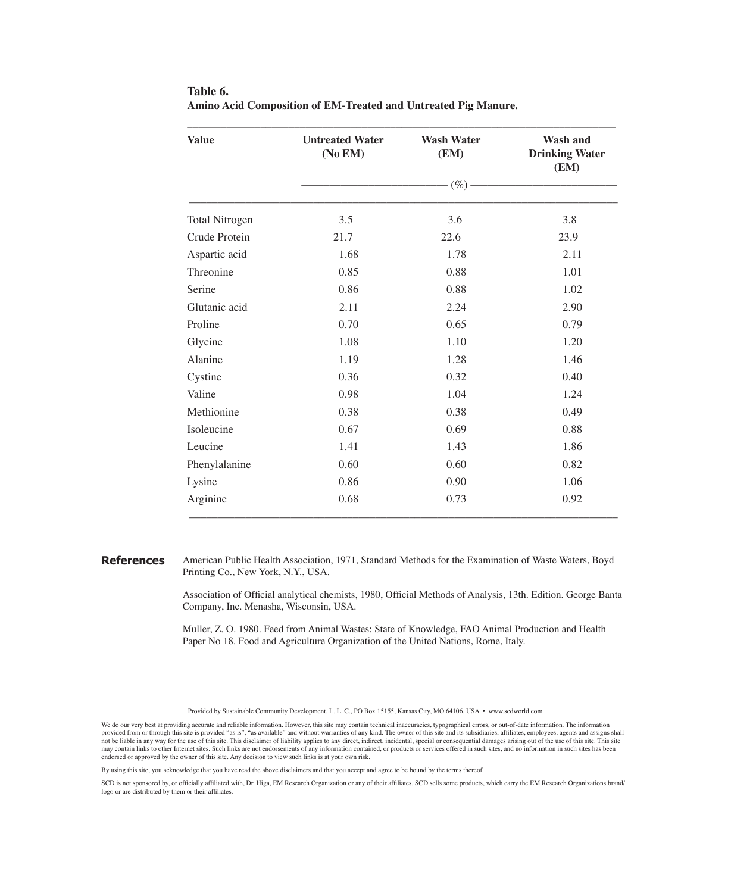**Table 6.**
**Amino Acid Composition of EM-Treated and Untreated Pig Manure.**

| Value | Untreated Water (No EM) | Wash Water (EM) | Wash and Drinking Water (EM) |
|---|---|---|---|
| | (%) | | |
| Total Nitrogen | 3.5 | 3.6 | 3.8 |
| Crude Protein | 21.7 | 22.6 | 23.9 |
| Aspartic acid | 1.68 | 1.78 | 2.11 |
| Threonine | 0.85 | 0.88 | 1.01 |
| Serine | 0.86 | 0.88 | 1.02 |
| Glutanic acid | 2.11 | 2.24 | 2.90 |
| Proline | 0.70 | 0.65 | 0.79 |
| Glycine | 1.08 | 1.10 | 1.20 |
| Alanine | 1.19 | 1.28 | 1.46 |
| Cystine | 0.36 | 0.32 | 0.40 |
| Valine | 0.98 | 1.04 | 1.24 |
| Methionine | 0.38 | 0.38 | 0.49 |
| Isoleucine | 0.67 | 0.69 | 0.88 |
| Leucine | 1.41 | 1.43 | 1.86 |
| Phenylalanine | 0.60 | 0.60 | 0.82 |
| Lysine | 0.86 | 0.90 | 1.06 |
| Arginine | 0.68 | 0.73 | 0.92 |

## References

American Public Health Association, 1971, Standard Methods for the Examination of Waste Waters, Boyd Printing Co., New York, N.Y., USA.

Association of Official analytical chemists, 1980, Official Methods of Analysis, 13th. Edition. George Banta Company, Inc. Menasha, Wisconsin, USA.

Muller, Z. O. 1980. Feed from Animal Wastes: State of Knowledge, FAO Animal Production and Health Paper No 18. Food and Agriculture Organization of the United Nations, Rome, Italy.

Provided by Sustainable Community Development, L. L. C., PO Box 15155, Kansas City, MO 64106, USA • www.scdworld.com

We do our very best at providing accurate and reliable information. However, this site may contain technical inaccuracies, typographical errors, or out-of-date information. The information provided from or through this site is provided "as is", "as available" and without warranties of any kind. The owner of this site and its subsidiaries, affiliates, employees, agents and assigns shall not be liable in any way for the use of this site. This disclaimer of liability applies to any direct, indirect, incidental, special or consequential damages arising out of the use of this site. This site may contain links to other Internet sites. Such links are not endorsements of any information contained, or products or services offered in such sites, and no information in such sites has been endorsed or approved by the owner of this site. Any decision to view such links is at your own risk.

By using this site, you acknowledge that you have read the above disclaimers and that you accept and agree to be bound by the terms thereof.

SCD is not sponsored by, or officially affiliated with, Dr. Higa, EM Research Organization or any of their affiliates. SCD sells some products, which carry the EM Research Organizations brand/logo or are distributed by them or their affiliates.